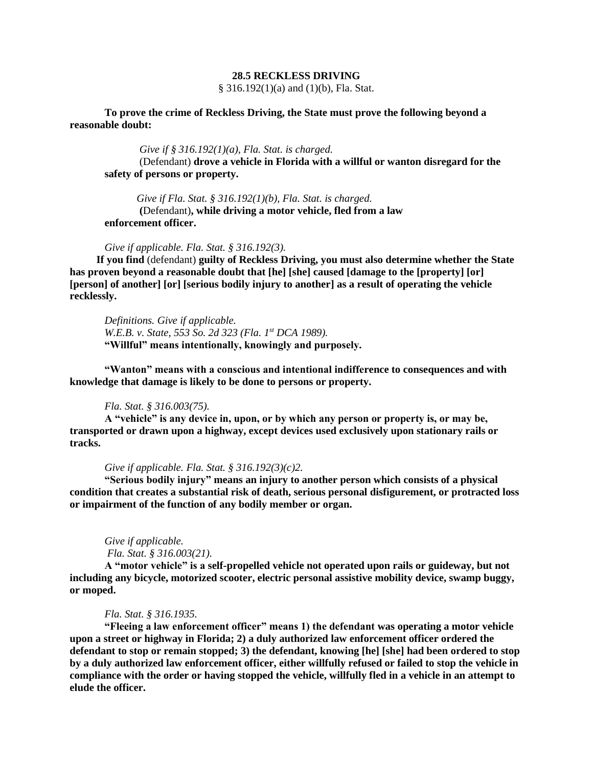**28.5 RECKLESS DRIVING**

§ 316.192(1)(a) and (1)(b), Fla. Stat.

**To prove the crime of Reckless Driving, the State must prove the following beyond a reasonable doubt:**

*Give if § 316.192(1)(a), Fla. Stat. is charged.*

(Defendant) **drove a vehicle in Florida with a willful or wanton disregard for the safety of persons or property.**

*Give if Fla. Stat. § 316.192(1)(b), Fla. Stat. is charged.*

**(**Defendant)**, while driving a motor vehicle, fled from a law enforcement officer.**

*Give if applicable. Fla. Stat. § 316.192(3).*

**If you find** (defendant) **guilty of Reckless Driving, you must also determine whether the State has proven beyond a reasonable doubt that [he] [she] caused [damage to the [property] [or] [person] of another] [or] [serious bodily injury to another] as a result of operating the vehicle recklessly.**

*Definitions. Give if applicable.*

*W.E.B. v. State, 553 So. 2d 323 (Fla. 1st DCA 1989).*

**"Willful" means intentionally, knowingly and purposely.**

**"Wanton" means with a conscious and intentional indifference to consequences and with knowledge that damage is likely to be done to persons or property.**

*Fla. Stat. § 316.003(75).*

**A "vehicle" is any device in, upon, or by which any person or property is, or may be, transported or drawn upon a highway, except devices used exclusively upon stationary rails or tracks.**

*Give if applicable. Fla. Stat. § 316.192(3)(c)2.*

**"Serious bodily injury" means an injury to another person which consists of a physical condition that creates a substantial risk of death, serious personal disfigurement, or protracted loss or impairment of the function of any bodily member or organ.**

*Give if applicable.*

*Fla. Stat. § 316.003(21).*

**A "motor vehicle" is a self-propelled vehicle not operated upon rails or guideway, but not including any bicycle, motorized scooter, electric personal assistive mobility device, swamp buggy, or moped.**

*Fla. Stat. § 316.1935.*

**"Fleeing a law enforcement officer" means 1) the defendant was operating a motor vehicle upon a street or highway in Florida; 2) a duly authorized law enforcement officer ordered the defendant to stop or remain stopped; 3) the defendant, knowing [he] [she] had been ordered to stop by a duly authorized law enforcement officer, either willfully refused or failed to stop the vehicle in compliance with the order or having stopped the vehicle, willfully fled in a vehicle in an attempt to elude the officer.**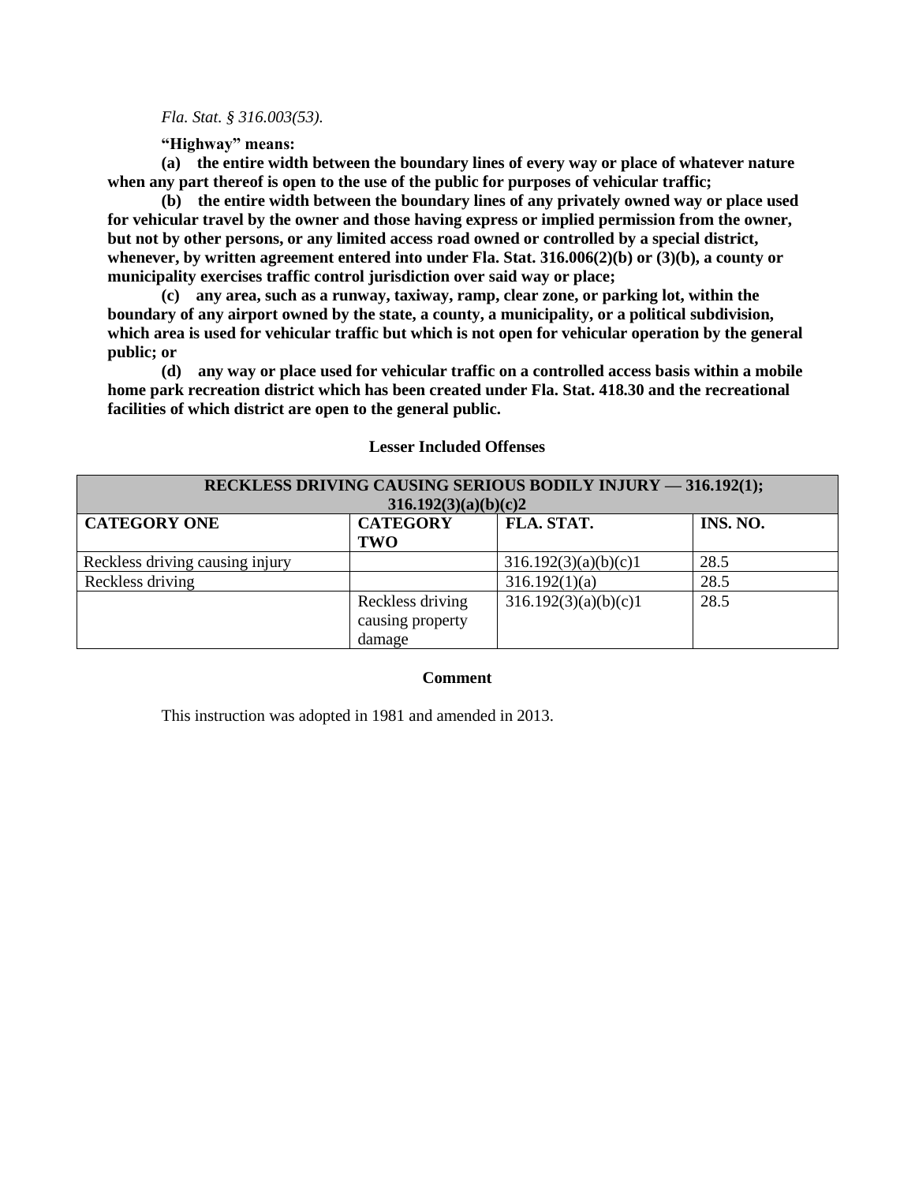*Fla. Stat. § 316.003(53).*

**"Highway" means:**

**(a) the entire width between the boundary lines of every way or place of whatever nature when any part thereof is open to the use of the public for purposes of vehicular traffic;**

**(b) the entire width between the boundary lines of any privately owned way or place used for vehicular travel by the owner and those having express or implied permission from the owner, but not by other persons, or any limited access road owned or controlled by a special district, whenever, by written agreement entered into under Fla. Stat. 316.006(2)(b) or (3)(b), a county or municipality exercises traffic control jurisdiction over said way or place;**

**(c) any area, such as a runway, taxiway, ramp, clear zone, or parking lot, within the boundary of any airport owned by the state, a county, a municipality, or a political subdivision, which area is used for vehicular traffic but which is not open for vehicular operation by the general public; or**

**(d) any way or place used for vehicular traffic on a controlled access basis within a mobile home park recreation district which has been created under Fla. Stat. 418.30 and the recreational facilities of which district are open to the general public.**

**Lesser Included Offenses**

| **RECKLESS DRIVING CAUSING SERIOUS BODILY INJURY — 316.192(1); 316.192(3)(a)(b)(c)2** | | | |
|---|---|---|---|
| **CATEGORY ONE** | **CATEGORY TWO** | **FLA. STAT.** | **INS. NO.** |
| Reckless driving causing injury | | 316.192(3)(a)(b)(c)1 | 28.5 |
| Reckless driving | | 316.192(1)(a) | 28.5 |
| | Reckless driving causing property damage | 316.192(3)(a)(b)(c)1 | 28.5 |

**Comment**

This instruction was adopted in 1981 and amended in 2013.